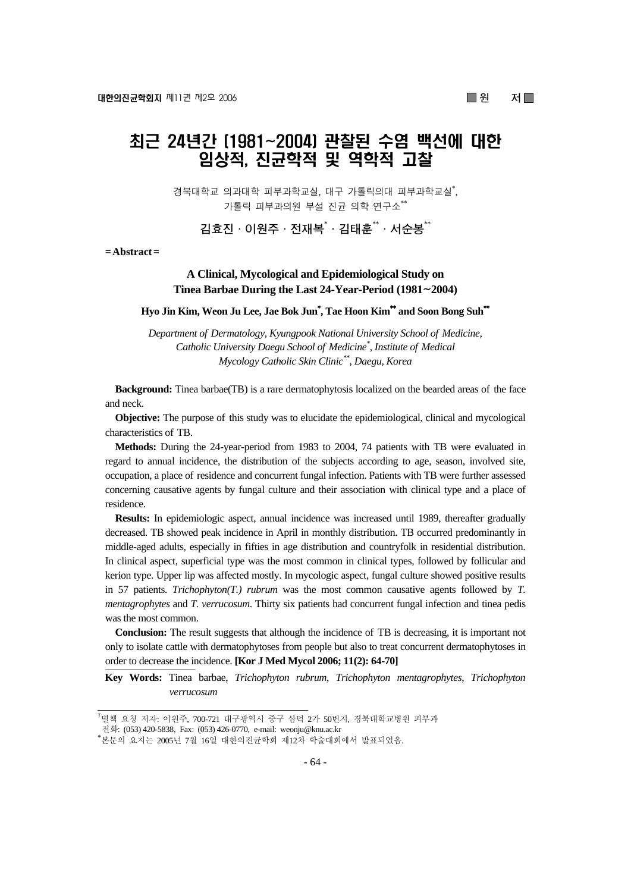■ 원　　저 ■

# 최근 24년간 (1981~2004) 관찰된 수염 백선에 대한 임상적, 진균학적 및 역학적 고찰

경북대학교 의과대학 피부과학교실, 대구 가톨릭의대 피부과학교실[*],
가톨릭 피부과의원 부설 진균 의학 연구소[**]

김효진 · 이원주 · 전재복[*] · 김태훈[**] · 서순봉[**]

**= Abstract =**

### A Clinical, Mycological and Epidemiological Study on Tinea Barbae During the Last 24-Year-Period (1981~2004)

**Hyo Jin Kim, Weon Ju Lee, Jae Bok Jun[*], Tae Hoon Kim[**] and Soon Bong Suh[**]**

*Department of Dermatology, Kyungpook National University School of Medicine, Catholic University Daegu School of Medicine[*], Institute of Medical Mycology Catholic Skin Clinic[**], Daegu, Korea*

**Background:** Tinea barbae(TB) is a rare dermatophytosis localized on the bearded areas of the face and neck.

**Objective:** The purpose of this study was to elucidate the epidemiological, clinical and mycological characteristics of TB.

**Methods:** During the 24-year-period from 1983 to 2004, 74 patients with TB were evaluated in regard to annual incidence, the distribution of the subjects according to age, season, involved site, occupation, a place of residence and concurrent fungal infection. Patients with TB were further assessed concerning causative agents by fungal culture and their association with clinical type and a place of residence.

**Results:** In epidemiologic aspect, annual incidence was increased until 1989, thereafter gradually decreased. TB showed peak incidence in April in monthly distribution. TB occurred predominantly in middle-aged adults, especially in fifties in age distribution and countryfolk in residential distribution. In clinical aspect, superficial type was the most common in clinical types, followed by follicular and kerion type. Upper lip was affected mostly. In mycologic aspect, fungal culture showed positive results in 57 patients. *Trichophyton(T.) rubrum* was the most common causative agents followed by *T. mentagrophytes* and *T. verrucosum*. Thirty six patients had concurrent fungal infection and tinea pedis was the most common.

**Conclusion:** The result suggests that although the incidence of TB is decreasing, it is important not only to isolate cattle with dermatophytoses from people but also to treat concurrent dermatophytoses in order to decrease the incidence. **[Kor J Med Mycol 2006; 11(2): 64-70]**

**Key Words:** Tinea barbae, *Trichophyton rubrum*, *Trichophyton mentagrophytes*, *Trichophyton verrucosum*

---

[†]별책 요청 저자: 이원주, 700-721 대구광역시 중구 삼덕 2가 50번지, 경북대학교병원 피부과
전화: (053) 420-5838, Fax: (053) 426-0770, e-mail: weonju@knu.ac.kr
[*]본문의 요지는 2005년 7월 16일 대한의진균학회 제12차 학술대회에서 발표되었음.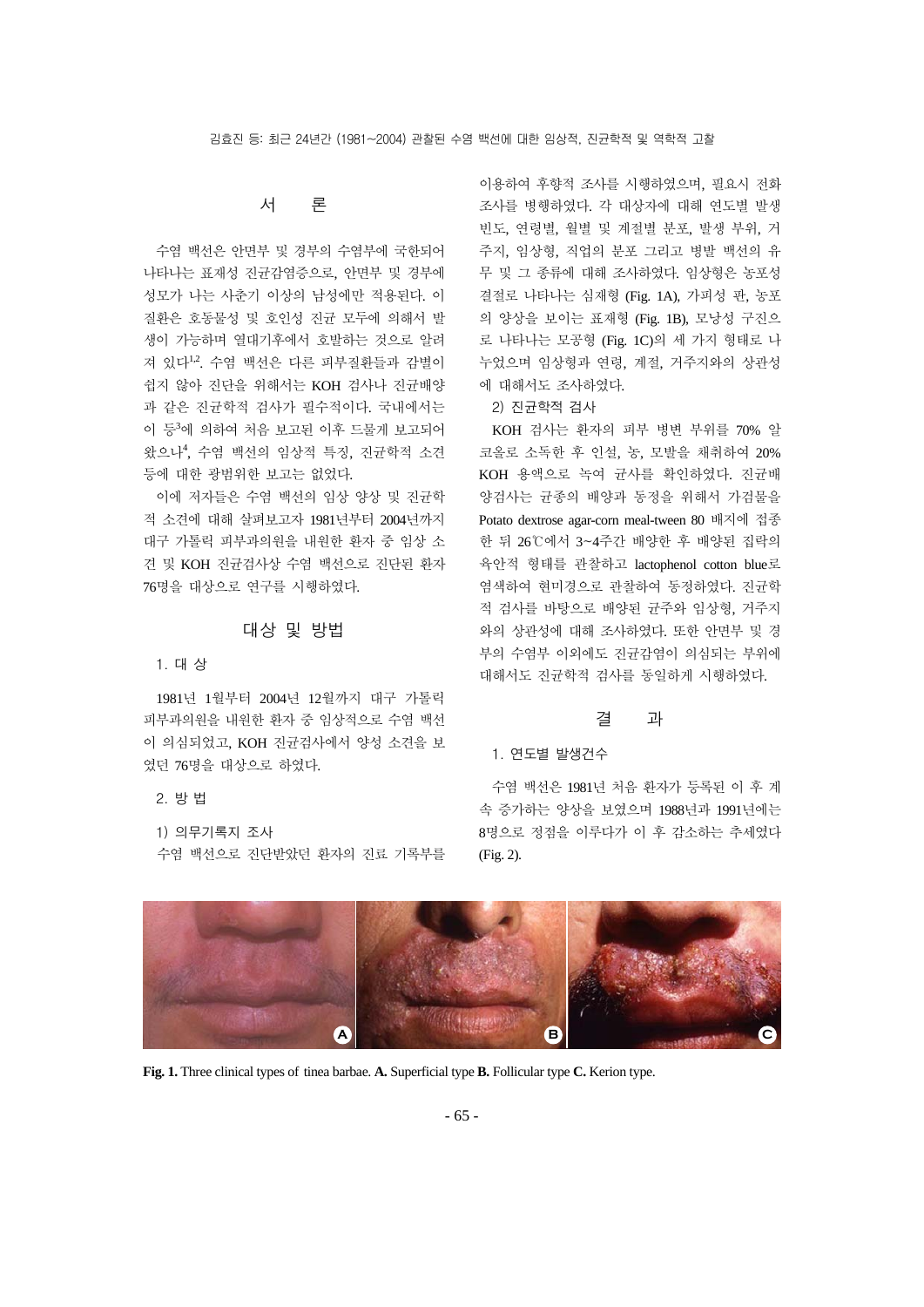## 서 론

수염 백선은 안면부 및 경부의 수염부에 국한되어 나타나는 표재성 진균감염증으로, 안면부 및 경부에 성모가 나는 사춘기 이상의 남성에만 적용된다. 이 질환은 호동물성 및 호인성 진균 모두에 의해서 발생이 가능하며 열대기후에서 호발하는 것으로 알려져 있다[1,2]. 수염 백선은 다른 피부질환들과 감별이 쉽지 않아 진단을 위해서는 KOH 검사나 진균배양과 같은 진균학적 검사가 필수적이다. 국내에서는 이 등[3]에 의하여 처음 보고된 이후 드물게 보고되어 왔으나[4], 수염 백선의 임상적 특징, 진균학적 소견 등에 대한 광범위한 보고는 없었다.

이에 저자들은 수염 백선의 임상 양상 및 진균학적 소견에 대해 살펴보고자 1981년부터 2004년까지 대구 가톨릭 피부과의원을 내원한 환자 중 임상 소견 및 KOH 진균검사상 수염 백선으로 진단된 환자 76명을 대상으로 연구를 시행하였다.

## 대상 및 방법

### 1. 대 상

1981년 1월부터 2004년 12월까지 대구 가톨릭 피부과의원을 내원한 환자 중 임상적으로 수염 백선이 의심되었고, KOH 진균검사에서 양성 소견을 보였던 76명을 대상으로 하였다.

### 2. 방 법

#### 1) 의무기록지 조사

수염 백선으로 진단받았던 환자의 진료 기록부를 이용하여 후향적 조사를 시행하였으며, 필요시 전화 조사를 병행하였다. 각 대상자에 대해 연도별 발생 빈도, 연령별, 월별 및 계절별 분포, 발생 부위, 거주지, 임상형, 직업의 분포 그리고 병발 백선의 유무 및 그 종류에 대해 조사하였다. 임상형은 농포성 결절로 나타나는 심재형 (Fig. 1A), 가피성 판, 농포의 양상을 보이는 표재형 (Fig. 1B), 모낭성 구진으로 나타나는 모공형 (Fig. 1C)의 세 가지 형태로 나누었으며 임상형과 연령, 계절, 거주지와의 상관성에 대해서도 조사하였다.

#### 2) 진균학적 검사

KOH 검사는 환자의 피부 병변 부위를 70% 알코올로 소독한 후 인설, 농, 모발을 채취하여 20% KOH 용액으로 녹여 균사를 확인하였다. 진균배양검사는 균종의 배양과 동정을 위해서 가검물을 Potato dextrose agar-corn meal-tween 80 배지에 접종한 뒤 26℃에서 3~4주간 배양한 후 배양된 집락의 육안적 형태를 관찰하고 lactophenol cotton blue로 염색하여 현미경으로 관찰하여 동정하였다. 진균학적 검사를 바탕으로 배양된 균주와 임상형, 거주지와의 상관성에 대해 조사하였다. 또한 안면부 및 경부의 수염부 이외에도 진균감염이 의심되는 부위에 대해서도 진균학적 검사를 동일하게 시행하였다.

## 결 과

### 1. 연도별 발생건수

수염 백선은 1981년 처음 환자가 등록된 이 후 계속 증가하는 양상을 보였으며 1988년과 1991년에는 8명으로 정점을 이루다가 이 후 감소하는 추세였다 (Fig. 2).

**Fig. 1.** Three clinical types of tinea barbae. **A.** Superficial type **B.** Follicular type **C.** Kerion type.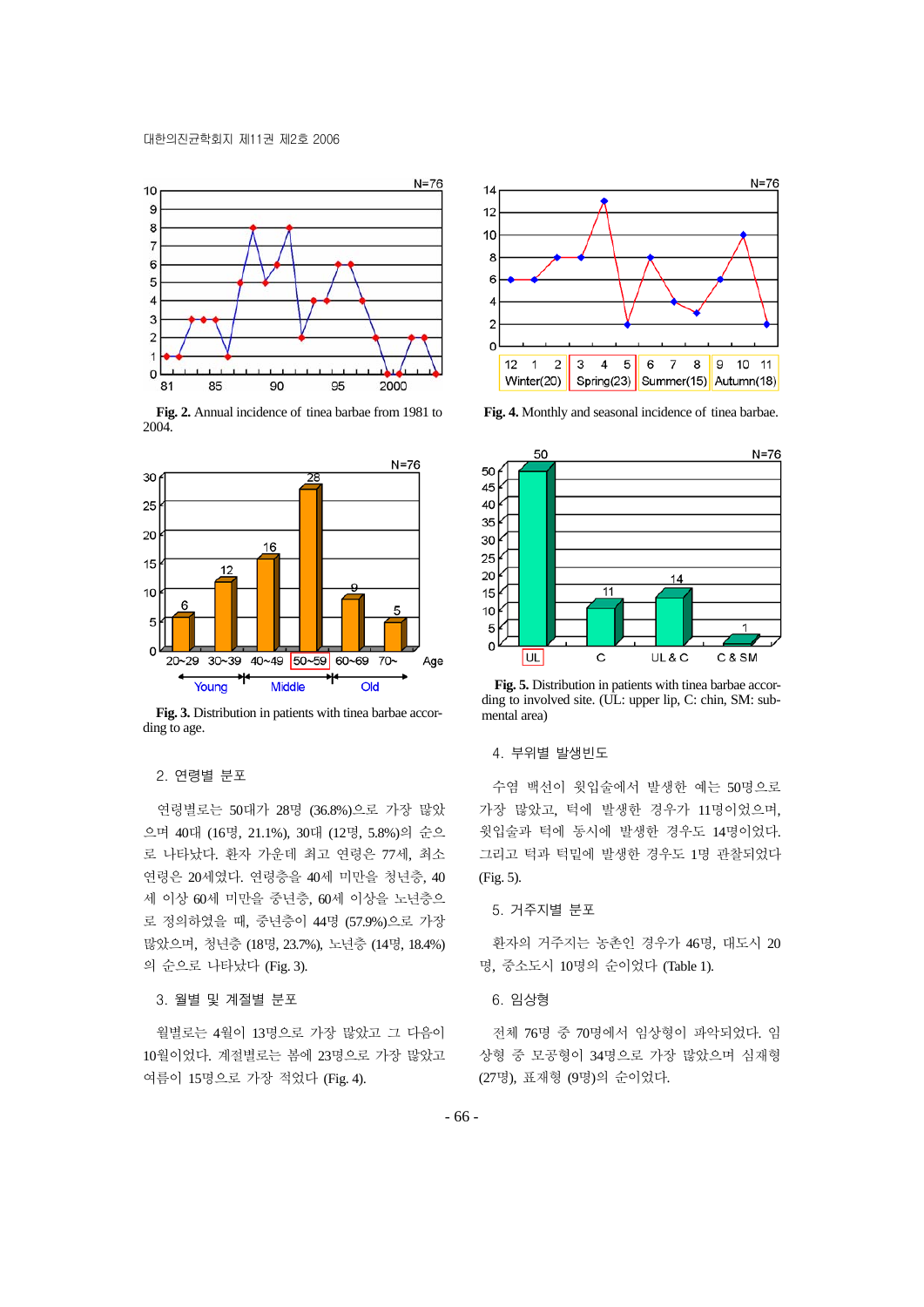Fig. 2. Annual incidence of tinea barbae from 1981 to 2004.

Fig. 4. Monthly and seasonal incidence of tinea barbae.

Fig. 3. Distribution in patients with tinea barbae according to age.

Fig. 5. Distribution in patients with tinea barbae according to involved site. (UL: upper lip, C: chin, SM: submental area)

### 2. 연령별 분포

연령별로는 50대가 28명 (36.8%)으로 가장 많았으며 40대 (16명, 21.1%), 30대 (12명, 5.8%)의 순으로 나타났다. 환자 가운데 최고 연령은 77세, 최소 연령은 20세였다. 연령층을 40세 미만을 청년층, 40세 이상 60세 미만을 중년층, 60세 이상을 노년층으로 정의하였을 때, 중년층이 44명 (57.9%)으로 가장 많았으며, 청년층 (18명, 23.7%), 노년층 (14명, 18.4%)의 순으로 나타났다 (Fig. 3).

### 3. 월별 및 계절별 분포

월별로는 4월이 13명으로 가장 많았고 그 다음이 10월이었다. 계절별로는 봄에 23명으로 가장 많았고 여름이 15명으로 가장 적었다 (Fig. 4).

### 4. 부위별 발생빈도

수염 백선이 윗입술에서 발생한 예는 50명으로 가장 많았고, 턱에 발생한 경우가 11명이었으며, 윗입술과 턱에 동시에 발생한 경우도 14명이었다. 그리고 턱과 턱밑에 발생한 경우도 1명 관찰되었다 (Fig. 5).

### 5. 거주지별 분포

환자의 거주지는 농촌인 경우가 46명, 대도시 20명, 중소도시 10명의 순이었다 (Table 1).

### 6. 임상형

전체 76명 중 70명에서 임상형이 파악되었다. 임상형 중 모공형이 34명으로 가장 많았으며 심재형 (27명), 표재형 (9명)의 순이었다.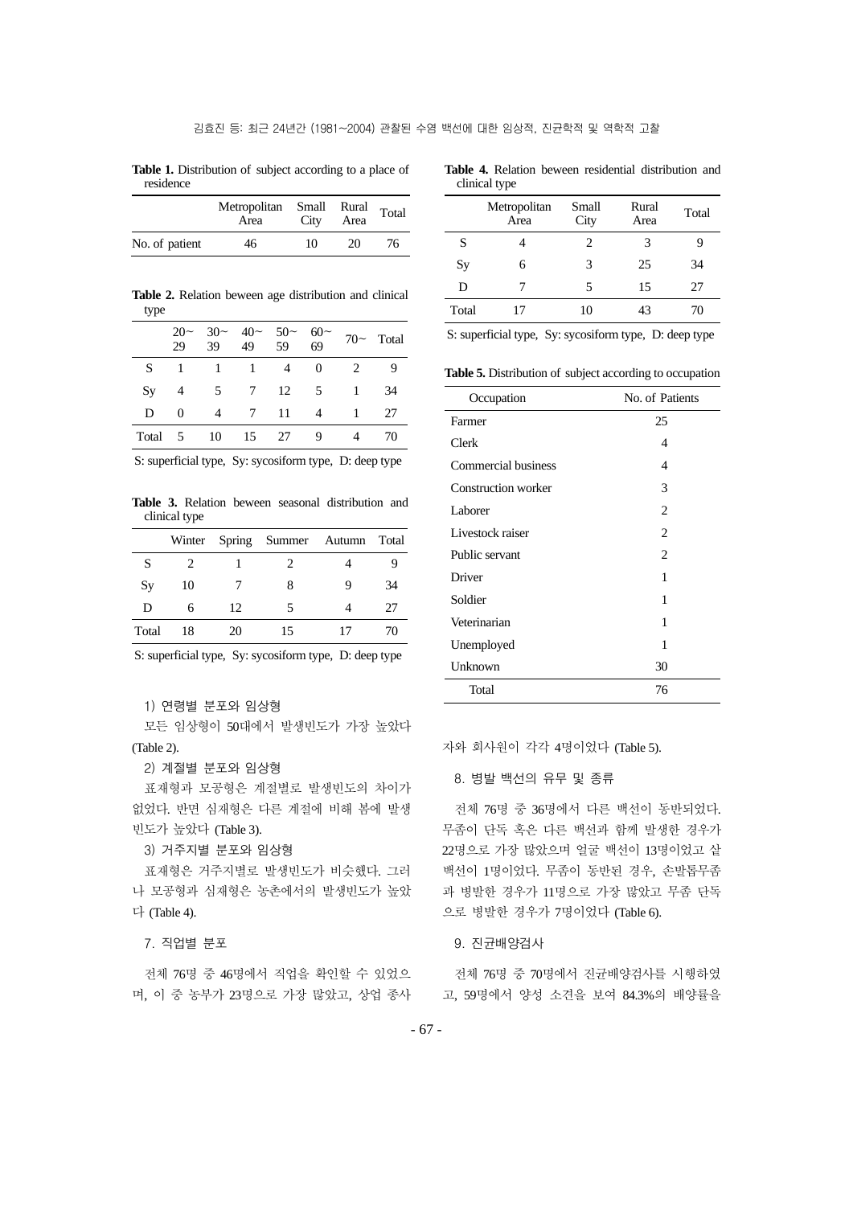**Table 1.** Distribution of subject according to a place of residence

| | Metropolitan Area | Small City | Rural Area | Total |
|---|---|---|---|---|
| No. of patient | 46 | 10 | 20 | 76 |

**Table 2.** Relation beween age distribution and clinical type

| | 20~29 | 30~39 | 40~49 | 50~59 | 60~69 | 70~ | Total |
|---|---|---|---|---|---|---|---|
| S | 1 | 1 | 1 | 4 | 0 | 2 | 9 |
| Sy | 4 | 5 | 7 | 12 | 5 | 1 | 34 |
| D | 0 | 4 | 7 | 11 | 4 | 1 | 27 |
| Total | 5 | 10 | 15 | 27 | 9 | 4 | 70 |

S: superficial type, Sy: sycosiform type, D: deep type

**Table 3.** Relation beween seasonal distribution and clinical type

| | Winter | Spring | Summer | Autumn | Total |
|---|---|---|---|---|---|
| S | 2 | 1 | 2 | 4 | 9 |
| Sy | 10 | 7 | 8 | 9 | 34 |
| D | 6 | 12 | 5 | 4 | 27 |
| Total | 18 | 20 | 15 | 17 | 70 |

S: superficial type, Sy: sycosiform type, D: deep type

1) 연령별 분포와 임상형

모든 임상형이 50대에서 발생빈도가 가장 높았다 (Table 2).

2) 계절별 분포와 임상형

표재형과 모공형은 계절별로 발생빈도의 차이가 없었다. 반면 심재형은 다른 계절에 비해 봄에 발생빈도가 높았다 (Table 3).

3) 거주지별 분포와 임상형

표재형은 거주지별로 발생빈도가 비슷했다. 그러나 모공형과 심재형은 농촌에서의 발생빈도가 높았다 (Table 4).

**Table 4.** Relation beween residential distribution and clinical type

| | Metropolitan Area | Small City | Rural Area | Total |
|---|---|---|---|---|
| S | 4 | 2 | 3 | 9 |
| Sy | 6 | 3 | 25 | 34 |
| D | 7 | 5 | 15 | 27 |
| Total | 17 | 10 | 43 | 70 |

S: superficial type, Sy: sycosiform type, D: deep type

**Table 5.** Distribution of subject according to occupation

| Occupation | No. of Patients |
|---|---|
| Farmer | 25 |
| Clerk | 4 |
| Commercial business | 4 |
| Construction worker | 3 |
| Laborer | 2 |
| Livestock raiser | 2 |
| Public servant | 2 |
| Driver | 1 |
| Soldier | 1 |
| Veterinarian | 1 |
| Unemployed | 1 |
| Unknown | 30 |
| Total | 76 |

7. 직업별 분포

전체 76명 중 46명에서 직업을 확인할 수 있었으며, 이 중 농부가 23명으로 가장 많았고, 상업 종사자와 회사원이 각각 4명이었다 (Table 5).

8. 병발 백선의 유무 및 종류

전체 76명 중 36명에서 다른 백선이 동반되었다. 무좀이 단독 혹은 다른 백선과 함께 발생한 경우가 22명으로 가장 많았으며 얼굴 백선이 13명이었고 샅백선이 1명이었다. 무좀이 동반된 경우, 손발톱무좀과 병발한 경우가 11명으로 가장 많았고 무좀 단독으로 병발한 경우가 7명이었다 (Table 6).

9. 진균배양검사

전체 76명 중 70명에서 진균배양검사를 시행하였고, 59명에서 양성 소견을 보여 84.3%의 배양률을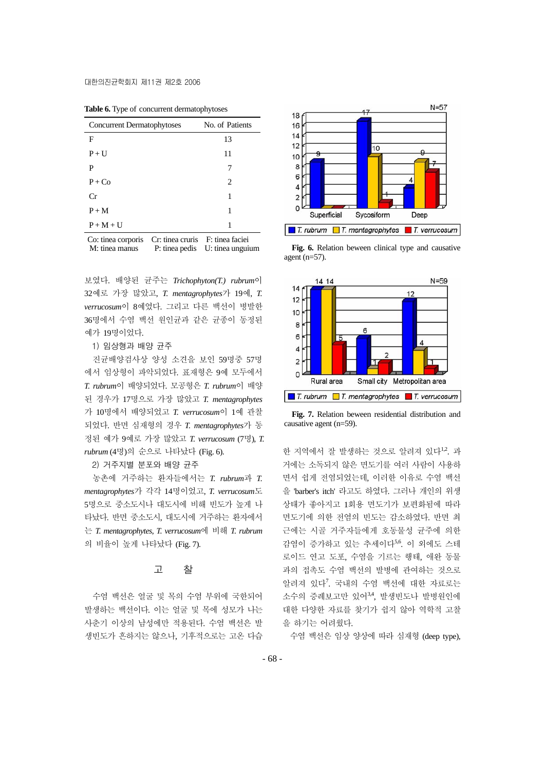**Table 6.** Type of concurrent dermatophytoses

| Concurrent Dermatophytoses | No. of Patients |
|---|---|
| F | 13 |
| P + U | 11 |
| P | 7 |
| P + Co | 2 |
| Cr | 1 |
| P + M | 1 |
| P + M + U | 1 |

Co: tinea corporis Cr: tinea cruris F: tinea faciei
M: tinea manus P: tinea pedis U: tinea unguium

보였다. 배양된 균주는 *Trichophyton(T.) rubrum*이 32예로 가장 많았고, *T. mentagrophytes*가 19예, *T. verrucosum*이 8예였다. 그리고 다른 백선이 병발한 36명에서 수염 백선 원인균과 같은 균종이 동정된 예가 19명이었다.

1) 임상형과 배양 균주

진균배양검사상 양성 소견을 보인 59명중 57명에서 임상형이 파악되었다. 표재형은 9예 모두에서 *T. rubrum*이 배양되었다. 모공형은 *T. rubrum*이 배양된 경우가 17명으로 가장 많았고 *T. mentagrophytes*가 10명에서 배양되었고 *T. verrucosum*이 1예 관찰되었다. 반면 심재형의 경우 *T. mentagrophytes*가 동정된 예가 9예로 가장 많았고 *T. verrucosum* (7명), *T. rubrum* (4명)의 순으로 나타났다 (Fig. 6).

2) 거주지별 분포와 배양 균주

농촌에 거주하는 환자들에서는 *T. rubrum*과 *T. mentagrophytes*가 각각 14명이었고, *T. verrucosum*도 5명으로 중소도시나 대도시에 비해 빈도가 높게 나타났다. 반면 중소도시, 대도시에 거주하는 환자에서는 *T. mentagrophytes, T. verrucosum*에 비해 *T. rubrum*의 비율이 높게 나타났다 (Fig. 7).

**Fig. 6.** Relation beween clinical type and causative agent (n=57).

**Fig. 7.** Relation beween residential distribution and causative agent (n=59).

## 고 찰

수염 백선은 얼굴 및 목의 수염 부위에 국한되어 발생하는 백선이다. 이는 얼굴 및 목에 성모가 나는 사춘기 이상의 남성에만 적용된다. 수염 백선은 발생빈도가 흔하지는 않으나, 기후적으로는 고온 다습한 지역에서 잘 발생하는 것으로 알려져 있다[1,2]. 과거에는 소독되지 않은 면도기를 여러 사람이 사용하면서 쉽게 전염되었는데, 이러한 이유로 수염 백선을 'barber's itch' 라고도 하였다. 그러나 개인의 위생상태가 좋아지고 1회용 면도기가 보편화됨에 따라 면도기에 의한 전염의 빈도는 감소하였다. 반면 최근에는 시골 거주자들에게 호동물성 균주에 의한 감염이 증가하고 있는 추세이다[5,6]. 이 외에도 스테로이드 연고 도포, 수염을 기르는 행태, 애완 동물과의 접촉도 수염 백선의 발병에 관여하는 것으로 알려져 있다[7]. 국내의 수염 백선에 대한 자료로는 소수의 증례보고만 있어[3,4], 발생빈도나 발병원인에 대한 다양한 자료를 찾기가 쉽지 않아 역학적 고찰을 하기는 어려웠다.

수염 백선은 임상 양상에 따라 심재형 (deep type),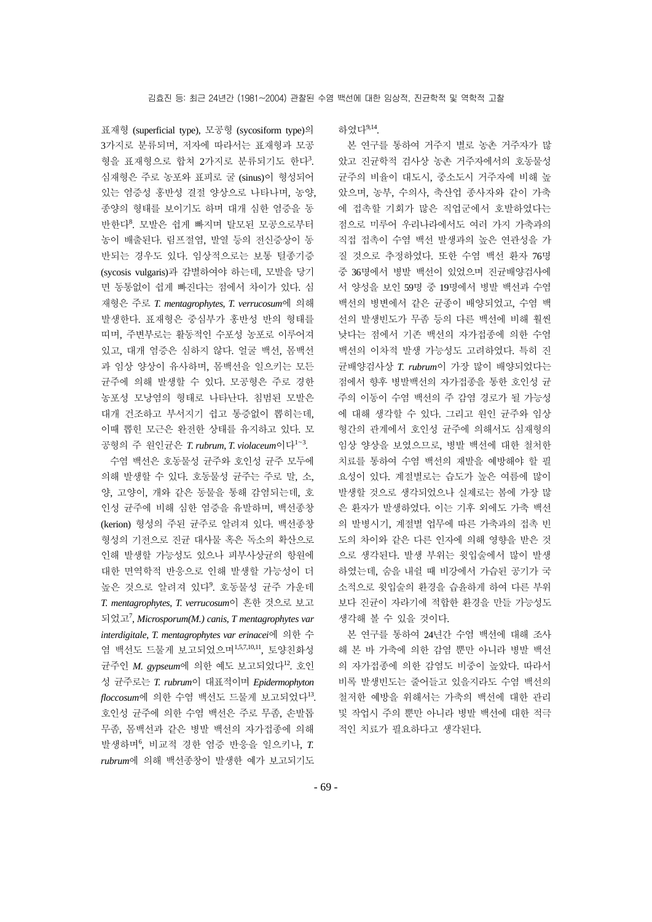표재형 (superficial type), 모공형 (sycosiform type)의 3가지로 분류되며, 저자에 따라서는 표재형과 모공형을 표재형으로 합쳐 2가지로 분류되기도 한다[3]. 심재형은 주로 농포와 표피로 굴 (sinus)이 형성되어 있는 염증성 홍반성 결절 양상으로 나타나며, 농양, 종양의 형태를 보이기도 하며 대개 심한 염증을 동반한다[8]. 모발은 쉽게 빠지며 탈모된 모공으로부터 농이 배출된다. 림프절염, 발열 등의 전신증상이 동반되는 경우도 있다. 임상적으로는 보통 털종기증 (sycosis vulgaris)과 감별하여야 하는데, 모발을 당기면 동통없이 쉽게 빠진다는 점에서 차이가 있다. 심재형은 주로 *T. mentagrophytes, T. verrucosum*에 의해 발생한다. 표재형은 중심부가 홍반성 반의 형태를 띠며, 주변부로는 활동적인 수포성 농포로 이루어져 있고, 대개 염증은 심하지 않다. 얼굴 백선, 몸백선과 임상 양상이 유사하며, 몸백선을 일으키는 모든 균주에 의해 발생할 수 있다. 모공형은 주로 경한 농포성 모낭염의 형태로 나타난다. 침범된 모발은 대개 건조하고 부서지기 쉽고 통증없이 뽑히는데, 이때 뽑힌 모근은 완전한 상태를 유지하고 있다. 모공형의 주 원인균은 *T. rubrum, T. violaceum*이다[1~3].

수염 백선은 호동물성 균주와 호인성 균주 모두에 의해 발생할 수 있다. 호동물성 균주는 주로 말, 소, 양, 고양이, 개와 같은 동물을 통해 감염되는데, 호인성 균주에 비해 심한 염증을 유발하며, 백선종창 (kerion) 형성의 주된 균주로 알려져 있다. 백선종창 형성의 기전으로 진균 대사물 혹은 독소의 확산으로 인해 발생할 가능성도 있으나 피부사상균의 항원에 대한 면역학적 반응으로 인해 발생할 가능성이 더 높은 것으로 알려져 있다[9]. 호동물성 균주 가운데 *T. mentagrophytes, T. verrucosum*이 흔한 것으로 보고되었고[7], *Microsporum(M.) canis, T mentagrophytes var interdigitale, T. mentagrophytes var erinacei*에 의한 수염 백선도 드물게 보고되었으며[1,5,7,10,11], 토양친화성 균주인 *M. gypseum*에 의한 예도 보고되었다[12]. 호인성 균주로는 *T. rubrum*이 대표적이며 *Epidermophyton floccosum*에 의한 수염 백선도 드물게 보고되었다[13]. 호인성 균주에 의한 수염 백선은 주로 무좀, 손발톱 무좀, 몸백선과 같은 병발 백선의 자가접종에 의해 발생하며[6], 비교적 경한 염증 반응을 일으키나, *T. rubrum*에 의해 백선종창이 발생한 예가 보고되기도 하였다[9,14].

본 연구를 통하여 거주지 별로 농촌 거주자가 많았고 진균학적 검사상 농촌 거주자에서의 호동물성 균주의 비율이 대도시, 중소도시 거주자에 비해 높았으며, 농부, 수의사, 축산업 종사자와 같이 가축에 접촉할 기회가 많은 직업군에서 호발하였다는 점으로 미루어 우리나라에서도 여러 가지 가축과의 직접 접촉이 수염 백선 발생과의 높은 연관성을 가질 것으로 추정하였다. 또한 수염 백선 환자 76명 중 36명에서 병발 백선이 있었으며 진균배양검사에서 양성을 보인 59명 중 19명에서 병발 백선과 수염 백선의 병변에서 같은 균종이 배양되었고, 수염 백선의 발생빈도가 무좀 등의 다른 백선에 비해 훨씬 낮다는 점에서 기존 백선의 자가접종에 의한 수염 백선의 이차적 발생 가능성도 고려하였다. 특히 진균배양검사상 *T. rubrum*이 가장 많이 배양되었다는 점에서 향후 병발백선의 자가접종을 통한 호인성 균주의 이동이 수염 백선의 주 감염 경로가 될 가능성에 대해 생각할 수 있다. 그리고 원인 균주와 임상 형간의 관계에서 호인성 균주에 의해서도 심재형의 임상 양상을 보였으므로, 병발 백선에 대한 철저한 치료를 통하여 수염 백선의 재발을 예방해야 할 필요성이 있다. 계절별로는 습도가 높은 여름에 많이 발생할 것으로 생각되었으나 실제로는 봄에 가장 많은 환자가 발생하였다. 이는 기후 외에도 가축 백선의 발병시기, 계절별 업무에 따른 가축과의 접촉 빈도의 차이와 같은 다른 인자에 의해 영향을 받은 것으로 생각된다. 발생 부위는 윗입술에서 많이 발생하였는데, 숨을 내쉴 때 비강에서 가습된 공기가 국소적으로 윗입술의 환경을 습윤하게 하여 다른 부위보다 진균이 자라기에 적합한 환경을 만들 가능성도 생각해 볼 수 있을 것이다.

본 연구를 통하여 24년간 수염 백선에 대해 조사해 본 바 가축에 의한 감염 뿐만 아니라 병발 백선의 자가접종에 의한 감염도 비중이 높았다. 따라서 비록 발생빈도는 줄어들고 있을지라도 수염 백선의 철저한 예방을 위해서는 가축의 백선에 대한 관리 및 작업시 주의 뿐만 아니라 병발 백선에 대한 적극적인 치료가 필요하다고 생각된다.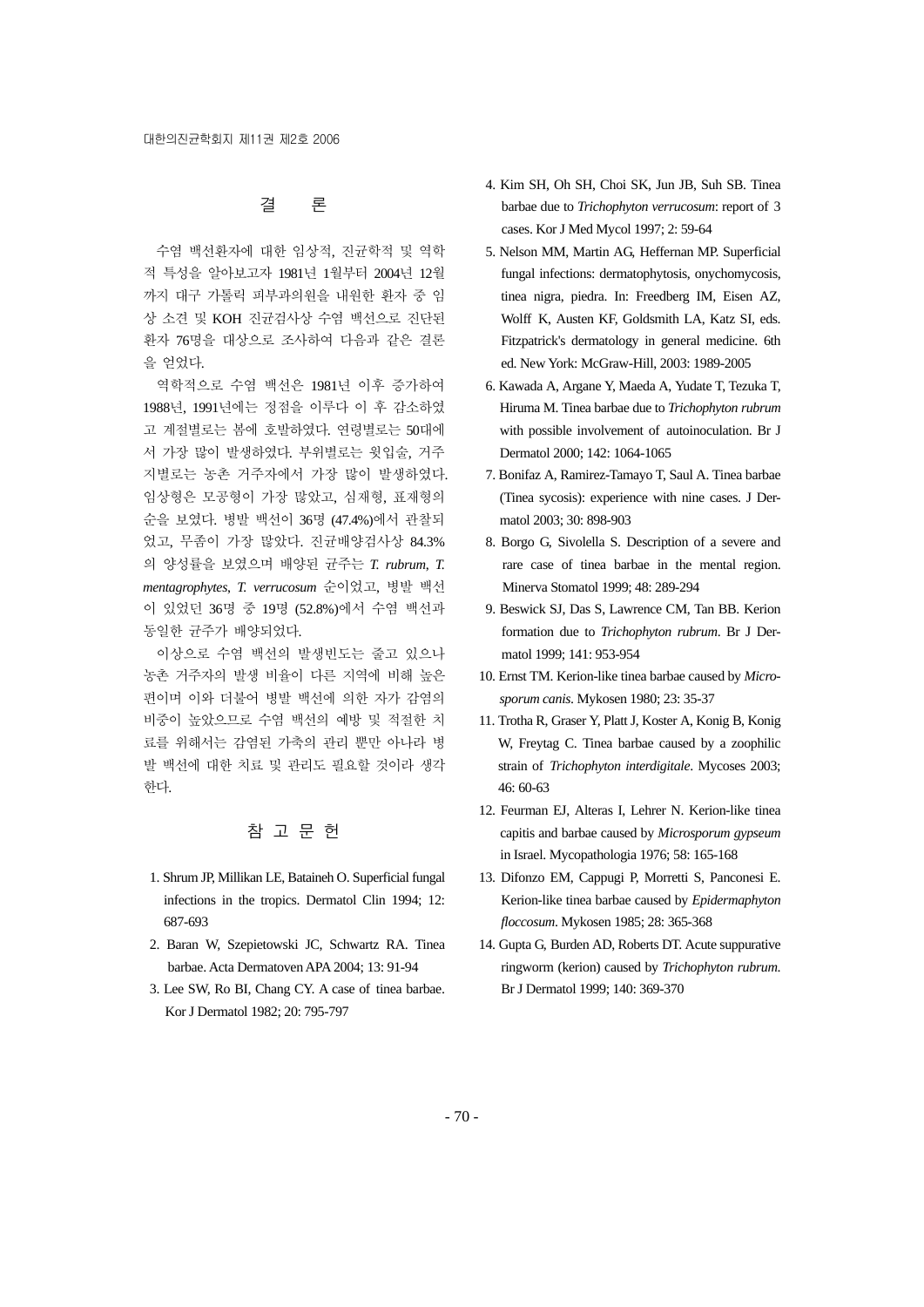## 결　　론

수염 백선환자에 대한 임상적, 진균학적 및 역학적 특성을 알아보고자 1981년 1월부터 2004년 12월까지 대구 가톨릭 피부과의원을 내원한 환자 중 임상 소견 및 KOH 진균검사상 수염 백선으로 진단된 환자 76명을 대상으로 조사하여 다음과 같은 결론을 얻었다.

역학적으로 수염 백선은 1981년 이후 증가하여 1988년, 1991년에는 정점을 이루다 이 후 감소하였고 계절별로는 봄에 호발하였다. 연령별로는 50대에서 가장 많이 발생하였다. 부위별로는 윗입술, 거주지별로는 농촌 거주자에서 가장 많이 발생하였다. 임상형은 모공형이 가장 많았고, 심재형, 표재형의 순을 보였다. 병발 백선이 36명 (47.4%)에서 관찰되었고, 무좀이 가장 많았다. 진균배양검사상 84.3%의 양성률을 보였으며 배양된 균주는 *T. rubrum*, *T. mentagrophytes*, *T. verrucosum* 순이었고, 병발 백선이 있었던 36명 중 19명 (52.8%)에서 수염 백선과 동일한 균주가 배양되었다.

이상으로 수염 백선의 발생빈도는 줄고 있으나 농촌 거주자의 발생 비율이 다른 지역에 비해 높은 편이며 이와 더불어 병발 백선에 의한 자가 감염의 비중이 높았으므로 수염 백선의 예방 및 적절한 치료를 위해서는 감염된 가축의 관리 뿐만 아니라 병발 백선에 대한 치료 및 관리도 필요할 것이라 생각한다.

## 참 고 문 헌

1. Shrum JP, Millikan LE, Bataineh O. Superficial fungal infections in the tropics. Dermatol Clin 1994; 12: 687-693
2. Baran W, Szepietowski JC, Schwartz RA. Tinea barbae. Acta Dermatoven APA 2004; 13: 91-94
3. Lee SW, Ro BI, Chang CY. A case of tinea barbae. Kor J Dermatol 1982; 20: 795-797
4. Kim SH, Oh SH, Choi SK, Jun JB, Suh SB. Tinea barbae due to *Trichophyton verrucosum*: report of 3 cases. Kor J Med Mycol 1997; 2: 59-64
5. Nelson MM, Martin AG, Heffernan MP. Superficial fungal infections: dermatophytosis, onychomycosis, tinea nigra, piedra. In: Freedberg IM, Eisen AZ, Wolff K, Austen KF, Goldsmith LA, Katz SI, eds. Fitzpatrick's dermatology in general medicine. 6th ed. New York: McGraw-Hill, 2003: 1989-2005
6. Kawada A, Argane Y, Maeda A, Yudate T, Tezuka T, Hiruma M. Tinea barbae due to *Trichophyton rubrum* with possible involvement of autoinoculation. Br J Dermatol 2000; 142: 1064-1065
7. Bonifaz A, Ramirez-Tamayo T, Saul A. Tinea barbae (Tinea sycosis): experience with nine cases. J Dermatol 2003; 30: 898-903
8. Borgo G, Sivolella S. Description of a severe and rare case of tinea barbae in the mental region. Minerva Stomatol 1999; 48: 289-294
9. Beswick SJ, Das S, Lawrence CM, Tan BB. Kerion formation due to *Trichophyton rubrum*. Br J Dermatol 1999; 141: 953-954
10. Ernst TM. Kerion-like tinea barbae caused by *Microsporum canis*. Mykosen 1980; 23: 35-37
11. Trotha R, Graser Y, Platt J, Koster A, Konig B, Konig W, Freytag C. Tinea barbae caused by a zoophilic strain of *Trichophyton interdigitale*. Mycoses 2003; 46: 60-63
12. Feurman EJ, Alteras I, Lehrer N. Kerion-like tinea capitis and barbae caused by *Microsporum gypseum* in Israel. Mycopathologia 1976; 58: 165-168
13. Difonzo EM, Cappugi P, Morretti S, Panconesi E. Kerion-like tinea barbae caused by *Epidermaphyton floccosum*. Mykosen 1985; 28: 365-368
14. Gupta G, Burden AD, Roberts DT. Acute suppurative ringworm (kerion) caused by *Trichophyton rubrum*. Br J Dermatol 1999; 140: 369-370